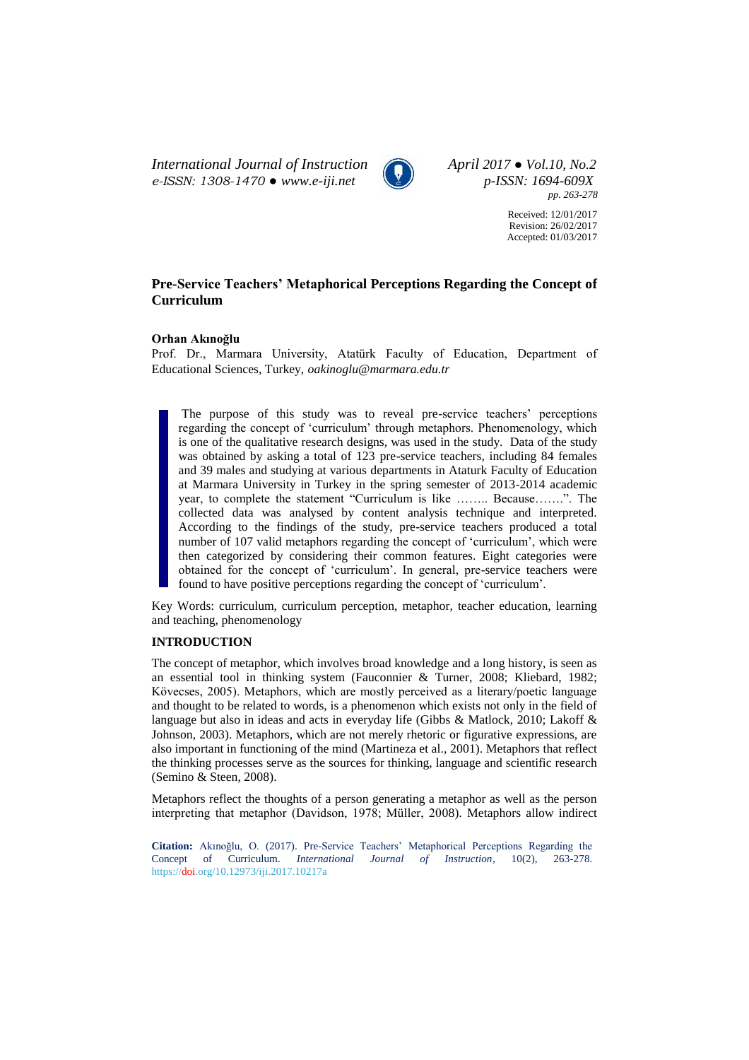Received: 12/01/2017
Revision: 26/02/2017
Accepted: 01/03/2017

# Pre-Service Teachers' Metaphorical Perceptions Regarding the Concept of Curriculum

**Orhan Akınoğlu**

Prof. Dr., Marmara University, Atatürk Faculty of Education, Department of Educational Sciences, Turkey, *oakinoglu@marmara.edu.tr*

> The purpose of this study was to reveal pre-service teachers' perceptions regarding the concept of 'curriculum' through metaphors. Phenomenology, which is one of the qualitative research designs, was used in the study. Data of the study was obtained by asking a total of 123 pre-service teachers, including 84 females and 39 males and studying at various departments in Ataturk Faculty of Education at Marmara University in Turkey in the spring semester of 2013-2014 academic year, to complete the statement "Curriculum is like …….. Because…….". The collected data was analysed by content analysis technique and interpreted. According to the findings of the study, pre-service teachers produced a total number of 107 valid metaphors regarding the concept of 'curriculum', which were then categorized by considering their common features. Eight categories were obtained for the concept of 'curriculum'. In general, pre-service teachers were found to have positive perceptions regarding the concept of 'curriculum'.

Key Words: curriculum, curriculum perception, metaphor, teacher education, learning and teaching, phenomenology

## INTRODUCTION

The concept of metaphor, which involves broad knowledge and a long history, is seen as an essential tool in thinking system (Fauconnier & Turner, 2008; Kliebard, 1982; Kövecses, 2005). Metaphors, which are mostly perceived as a literary/poetic language and thought to be related to words, is a phenomenon which exists not only in the field of language but also in ideas and acts in everyday life (Gibbs & Matlock, 2010; Lakoff & Johnson, 2003). Metaphors, which are not merely rhetoric or figurative expressions, are also important in functioning of the mind (Martineza et al., 2001). Metaphors that reflect the thinking processes serve as the sources for thinking, language and scientific research (Semino & Steen, 2008).

Metaphors reflect the thoughts of a person generating a metaphor as well as the person interpreting that metaphor (Davidson, 1978; Müller, 2008). Metaphors allow indirect

**Citation:** Akınoğlu, O. (2017). Pre-Service Teachers' Metaphorical Perceptions Regarding the Concept of Curriculum. *International Journal of Instruction*, 10(2), 263-278. https://doi.org/10.12973/iji.2017.10217a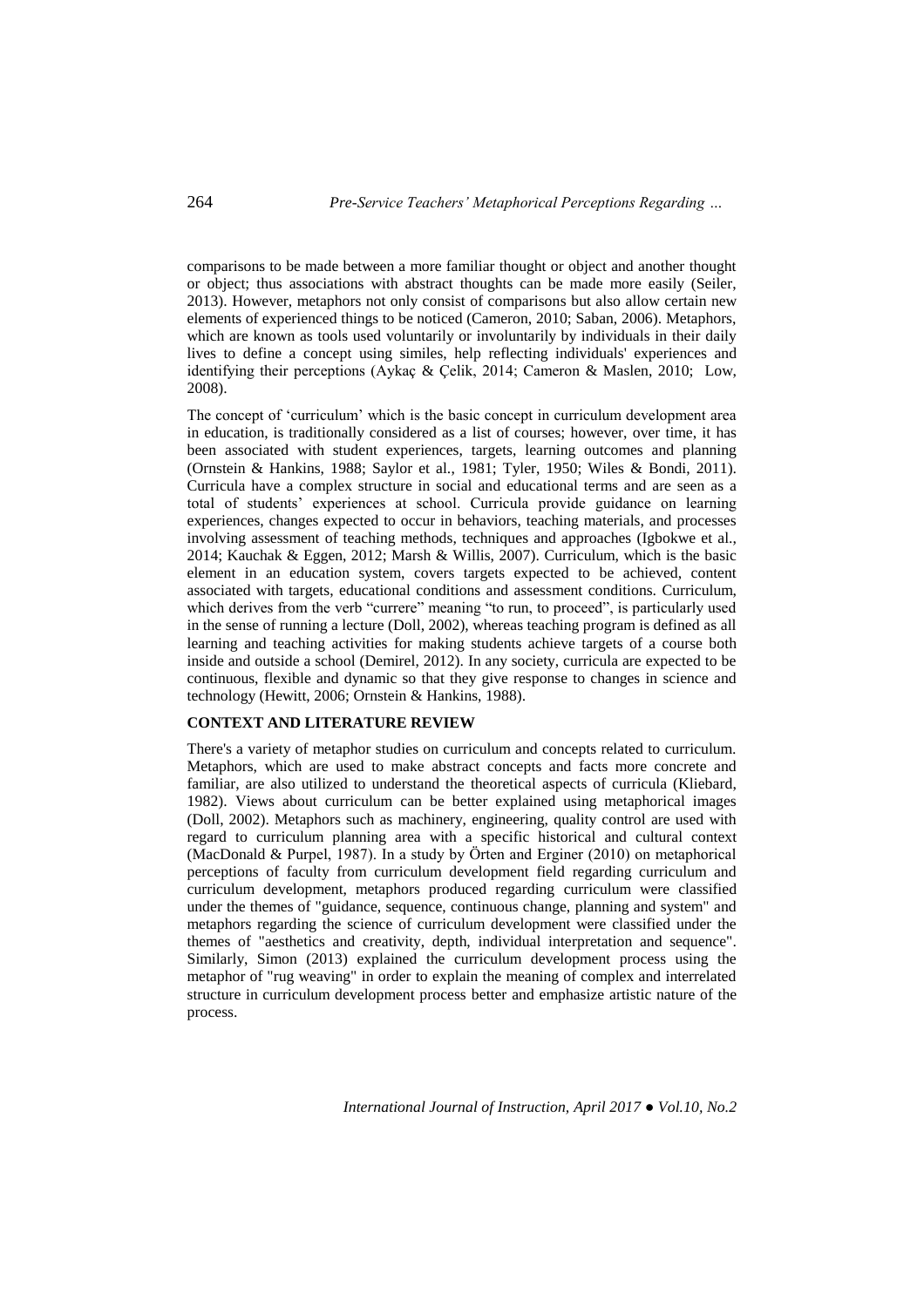comparisons to be made between a more familiar thought or object and another thought or object; thus associations with abstract thoughts can be made more easily (Seiler, 2013). However, metaphors not only consist of comparisons but also allow certain new elements of experienced things to be noticed (Cameron, 2010; Saban, 2006). Metaphors, which are known as tools used voluntarily or involuntarily by individuals in their daily lives to define a concept using similes, help reflecting individuals' experiences and identifying their perceptions (Aykaç & Çelik, 2014; Cameron & Maslen, 2010; Low, 2008).

The concept of 'curriculum' which is the basic concept in curriculum development area in education, is traditionally considered as a list of courses; however, over time, it has been associated with student experiences, targets, learning outcomes and planning (Ornstein & Hankins, 1988; Saylor et al., 1981; Tyler, 1950; Wiles & Bondi, 2011). Curricula have a complex structure in social and educational terms and are seen as a total of students' experiences at school. Curricula provide guidance on learning experiences, changes expected to occur in behaviors, teaching materials, and processes involving assessment of teaching methods, techniques and approaches (Igbokwe et al., 2014; Kauchak & Eggen, 2012; Marsh & Willis, 2007). Curriculum, which is the basic element in an education system, covers targets expected to be achieved, content associated with targets, educational conditions and assessment conditions. Curriculum, which derives from the verb "currere" meaning "to run, to proceed", is particularly used in the sense of running a lecture (Doll, 2002), whereas teaching program is defined as all learning and teaching activities for making students achieve targets of a course both inside and outside a school (Demirel, 2012). In any society, curricula are expected to be continuous, flexible and dynamic so that they give response to changes in science and technology (Hewitt, 2006; Ornstein & Hankins, 1988).

## CONTEXT AND LITERATURE REVIEW

There's a variety of metaphor studies on curriculum and concepts related to curriculum. Metaphors, which are used to make abstract concepts and facts more concrete and familiar, are also utilized to understand the theoretical aspects of curricula (Kliebard, 1982). Views about curriculum can be better explained using metaphorical images (Doll, 2002). Metaphors such as machinery, engineering, quality control are used with regard to curriculum planning area with a specific historical and cultural context (MacDonald & Purpel, 1987). In a study by Örten and Erginer (2010) on metaphorical perceptions of faculty from curriculum development field regarding curriculum and curriculum development, metaphors produced regarding curriculum were classified under the themes of "guidance, sequence, continuous change, planning and system" and metaphors regarding the science of curriculum development were classified under the themes of "aesthetics and creativity, depth, individual interpretation and sequence". Similarly, Simon (2013) explained the curriculum development process using the metaphor of "rug weaving" in order to explain the meaning of complex and interrelated structure in curriculum development process better and emphasize artistic nature of the process.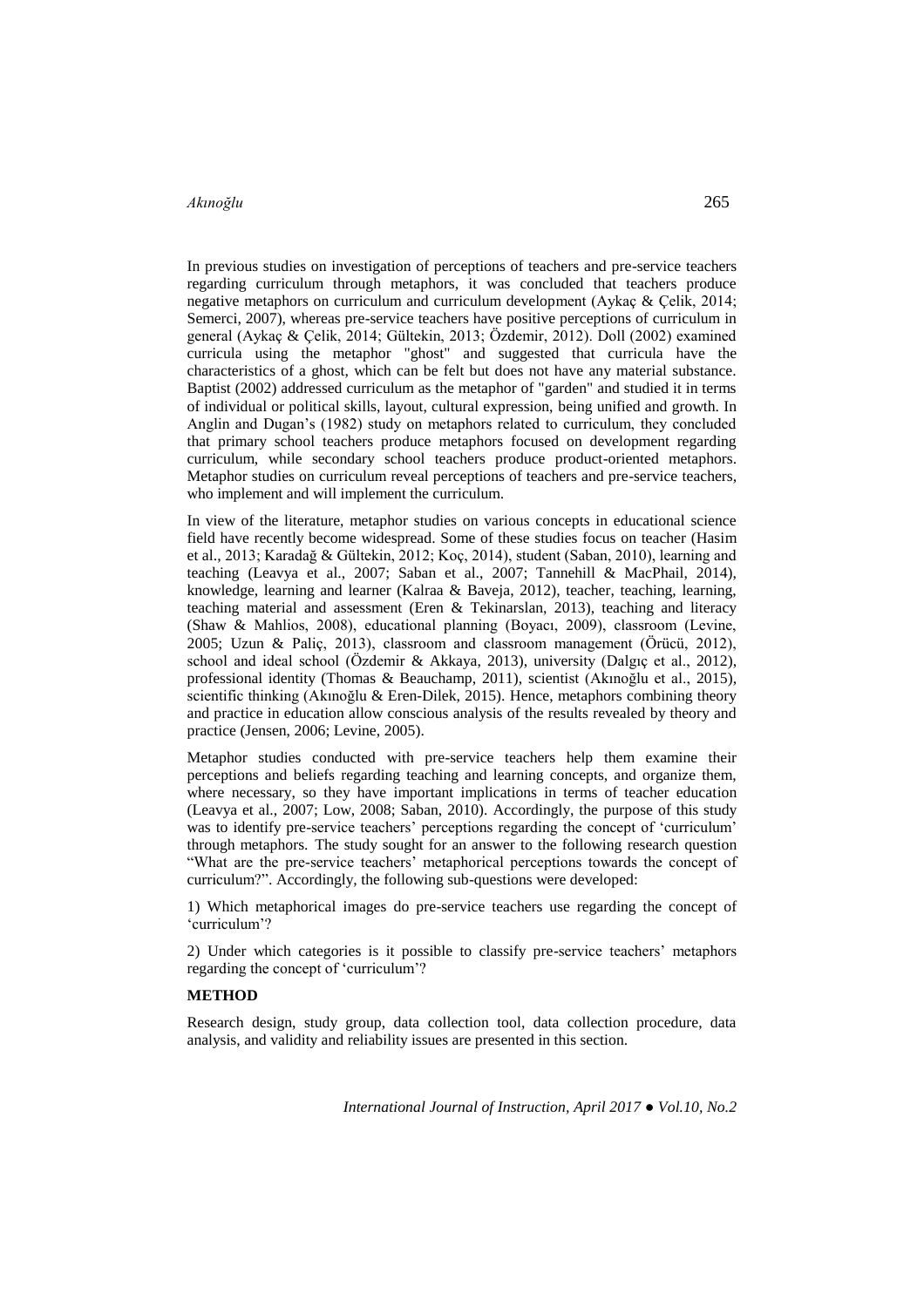In previous studies on investigation of perceptions of teachers and pre-service teachers regarding curriculum through metaphors, it was concluded that teachers produce negative metaphors on curriculum and curriculum development (Aykaç & Çelik, 2014; Semerci, 2007), whereas pre-service teachers have positive perceptions of curriculum in general (Aykaç & Çelik, 2014; Gültekin, 2013; Özdemir, 2012). Doll (2002) examined curricula using the metaphor "ghost" and suggested that curricula have the characteristics of a ghost, which can be felt but does not have any material substance. Baptist (2002) addressed curriculum as the metaphor of "garden" and studied it in terms of individual or political skills, layout, cultural expression, being unified and growth. In Anglin and Dugan's (1982) study on metaphors related to curriculum, they concluded that primary school teachers produce metaphors focused on development regarding curriculum, while secondary school teachers produce product-oriented metaphors. Metaphor studies on curriculum reveal perceptions of teachers and pre-service teachers, who implement and will implement the curriculum.

In view of the literature, metaphor studies on various concepts in educational science field have recently become widespread. Some of these studies focus on teacher (Hasim et al., 2013; Karadağ & Gültekin, 2012; Koç, 2014), student (Saban, 2010), learning and teaching (Leavya et al., 2007; Saban et al., 2007; Tannehill & MacPhail, 2014), knowledge, learning and learner (Kalraa & Baveja, 2012), teacher, teaching, learning, teaching material and assessment (Eren & Tekinarslan, 2013), teaching and literacy (Shaw & Mahlios, 2008), educational planning (Boyacı, 2009), classroom (Levine, 2005; Uzun & Paliç, 2013), classroom and classroom management (Örücü, 2012), school and ideal school (Özdemir & Akkaya, 2013), university (Dalgıç et al., 2012), professional identity (Thomas & Beauchamp, 2011), scientist (Akınoğlu et al., 2015), scientific thinking (Akınoğlu & Eren-Dilek, 2015). Hence, metaphors combining theory and practice in education allow conscious analysis of the results revealed by theory and practice (Jensen, 2006; Levine, 2005).

Metaphor studies conducted with pre-service teachers help them examine their perceptions and beliefs regarding teaching and learning concepts, and organize them, where necessary, so they have important implications in terms of teacher education (Leavya et al., 2007; Low, 2008; Saban, 2010). Accordingly, the purpose of this study was to identify pre-service teachers' perceptions regarding the concept of 'curriculum' through metaphors. The study sought for an answer to the following research question "What are the pre-service teachers' metaphorical perceptions towards the concept of curriculum?". Accordingly, the following sub-questions were developed:

1) Which metaphorical images do pre-service teachers use regarding the concept of 'curriculum'?

2) Under which categories is it possible to classify pre-service teachers' metaphors regarding the concept of 'curriculum'?

## METHOD

Research design, study group, data collection tool, data collection procedure, data analysis, and validity and reliability issues are presented in this section.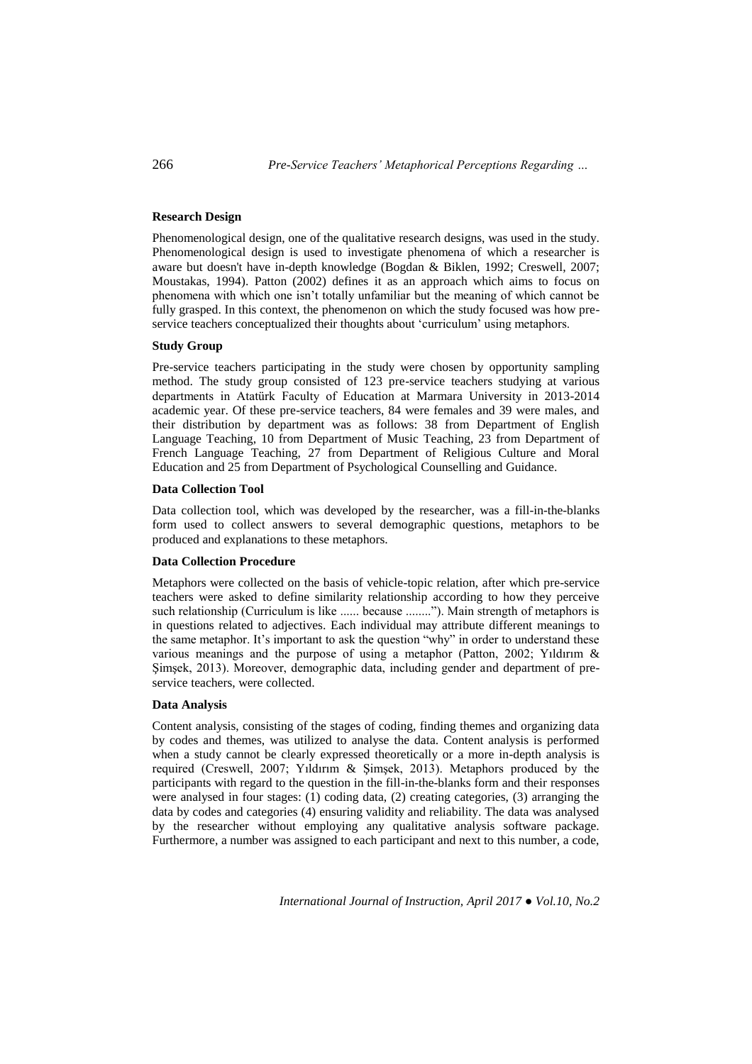### Research Design

Phenomenological design, one of the qualitative research designs, was used in the study. Phenomenological design is used to investigate phenomena of which a researcher is aware but doesn't have in-depth knowledge (Bogdan & Biklen, 1992; Creswell, 2007; Moustakas, 1994). Patton (2002) defines it as an approach which aims to focus on phenomena with which one isn't totally unfamiliar but the meaning of which cannot be fully grasped. In this context, the phenomenon on which the study focused was how pre-service teachers conceptualized their thoughts about 'curriculum' using metaphors.

### Study Group

Pre-service teachers participating in the study were chosen by opportunity sampling method. The study group consisted of 123 pre-service teachers studying at various departments in Atatürk Faculty of Education at Marmara University in 2013-2014 academic year. Of these pre-service teachers, 84 were females and 39 were males, and their distribution by department was as follows: 38 from Department of English Language Teaching, 10 from Department of Music Teaching, 23 from Department of French Language Teaching, 27 from Department of Religious Culture and Moral Education and 25 from Department of Psychological Counselling and Guidance.

### Data Collection Tool

Data collection tool, which was developed by the researcher, was a fill-in-the-blanks form used to collect answers to several demographic questions, metaphors to be produced and explanations to these metaphors.

### Data Collection Procedure

Metaphors were collected on the basis of vehicle-topic relation, after which pre-service teachers were asked to define similarity relationship according to how they perceive such relationship (Curriculum is like ...... because ........"). Main strength of metaphors is in questions related to adjectives. Each individual may attribute different meanings to the same metaphor. It's important to ask the question "why" in order to understand these various meanings and the purpose of using a metaphor (Patton, 2002; Yıldırım & Şimşek, 2013). Moreover, demographic data, including gender and department of pre-service teachers, were collected.

### Data Analysis

Content analysis, consisting of the stages of coding, finding themes and organizing data by codes and themes, was utilized to analyse the data. Content analysis is performed when a study cannot be clearly expressed theoretically or a more in-depth analysis is required (Creswell, 2007; Yıldırım & Şimşek, 2013). Metaphors produced by the participants with regard to the question in the fill-in-the-blanks form and their responses were analysed in four stages: (1) coding data, (2) creating categories, (3) arranging the data by codes and categories (4) ensuring validity and reliability. The data was analysed by the researcher without employing any qualitative analysis software package. Furthermore, a number was assigned to each participant and next to this number, a code,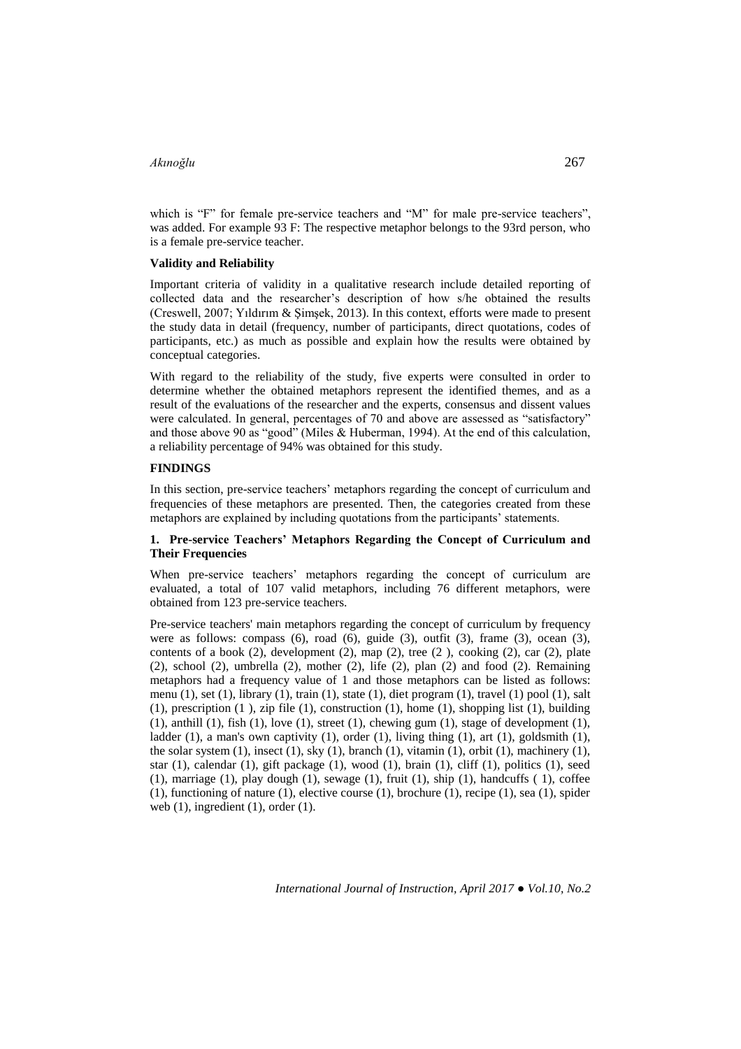which is "F" for female pre-service teachers and "M" for male pre-service teachers", was added. For example 93 F: The respective metaphor belongs to the 93rd person, who is a female pre-service teacher.

**Validity and Reliability**

Important criteria of validity in a qualitative research include detailed reporting of collected data and the researcher's description of how s/he obtained the results (Creswell, 2007; Yıldırım & Şimşek, 2013). In this context, efforts were made to present the study data in detail (frequency, number of participants, direct quotations, codes of participants, etc.) as much as possible and explain how the results were obtained by conceptual categories.

With regard to the reliability of the study, five experts were consulted in order to determine whether the obtained metaphors represent the identified themes, and as a result of the evaluations of the researcher and the experts, consensus and dissent values were calculated. In general, percentages of 70 and above are assessed as "satisfactory" and those above 90 as "good" (Miles & Huberman, 1994). At the end of this calculation, a reliability percentage of 94% was obtained for this study.

## FINDINGS

In this section, pre-service teachers' metaphors regarding the concept of curriculum and frequencies of these metaphors are presented. Then, the categories created from these metaphors are explained by including quotations from the participants' statements.

### 1. Pre-service Teachers' Metaphors Regarding the Concept of Curriculum and Their Frequencies

When pre-service teachers' metaphors regarding the concept of curriculum are evaluated, a total of 107 valid metaphors, including 76 different metaphors, were obtained from 123 pre-service teachers.

Pre-service teachers' main metaphors regarding the concept of curriculum by frequency were as follows: compass (6), road (6), guide (3), outfit (3), frame (3), ocean (3), contents of a book (2), development (2), map (2), tree (2 ), cooking (2), car (2), plate (2), school (2), umbrella (2), mother (2), life (2), plan (2) and food (2). Remaining metaphors had a frequency value of 1 and those metaphors can be listed as follows: menu (1), set (1), library (1), train (1), state (1), diet program (1), travel (1) pool (1), salt (1), prescription (1 ), zip file (1), construction (1), home (1), shopping list (1), building (1), anthill (1), fish (1), love (1), street (1), chewing gum (1), stage of development (1), ladder (1), a man's own captivity (1), order (1), living thing (1), art (1), goldsmith (1), the solar system (1), insect (1), sky (1), branch (1), vitamin (1), orbit (1), machinery (1), star (1), calendar (1), gift package (1), wood (1), brain (1), cliff (1), politics (1), seed (1), marriage (1), play dough (1), sewage (1), fruit (1), ship (1), handcuffs ( 1), coffee (1), functioning of nature (1), elective course (1), brochure (1), recipe (1), sea (1), spider web (1), ingredient (1), order (1).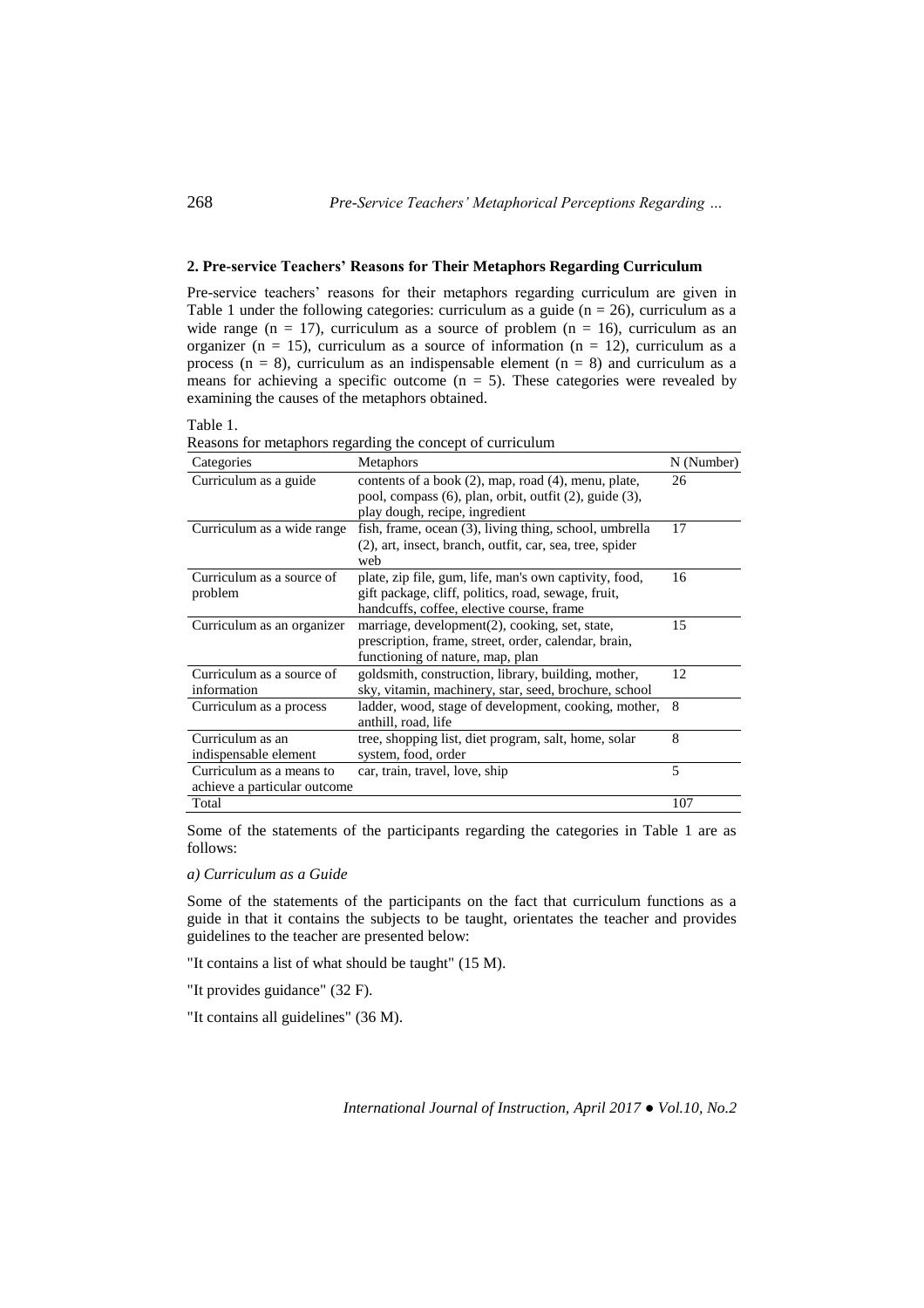## 2. Pre-service Teachers' Reasons for Their Metaphors Regarding Curriculum

Pre-service teachers' reasons for their metaphors regarding curriculum are given in Table 1 under the following categories: curriculum as a guide ($n = 26$), curriculum as a wide range ($n = 17$), curriculum as a source of problem ($n = 16$), curriculum as an organizer ($n = 15$), curriculum as a source of information ($n = 12$), curriculum as a process ($n = 8$), curriculum as an indispensable element ($n = 8$) and curriculum as a means for achieving a specific outcome ($n = 5$). These categories were revealed by examining the causes of the metaphors obtained.

Table 1.
Reasons for metaphors regarding the concept of curriculum

| Categories | Metaphors | N (Number) |
|---|---|---|
| Curriculum as a guide | contents of a book (2), map, road (4), menu, plate, pool, compass (6), plan, orbit, outfit (2), guide (3), play dough, recipe, ingredient | 26 |
| Curriculum as a wide range | fish, frame, ocean (3), living thing, school, umbrella (2), art, insect, branch, outfit, car, sea, tree, spider web | 17 |
| Curriculum as a source of problem | plate, zip file, gum, life, man's own captivity, food, gift package, cliff, politics, road, sewage, fruit, handcuffs, coffee, elective course, frame | 16 |
| Curriculum as an organizer | marriage, development(2), cooking, set, state, prescription, frame, street, order, calendar, brain, functioning of nature, map, plan | 15 |
| Curriculum as a source of information | goldsmith, construction, library, building, mother, sky, vitamin, machinery, star, seed, brochure, school | 12 |
| Curriculum as a process | ladder, wood, stage of development, cooking, mother, anthill, road, life | 8 |
| Curriculum as an indispensable element | tree, shopping list, diet program, salt, home, solar system, food, order | 8 |
| Curriculum as a means to achieve a particular outcome | car, train, travel, love, ship | 5 |
| Total | | 107 |

Some of the statements of the participants regarding the categories in Table 1 are as follows:

*a) Curriculum as a Guide*

Some of the statements of the participants on the fact that curriculum functions as a guide in that it contains the subjects to be taught, orientates the teacher and provides guidelines to the teacher are presented below:

"It contains a list of what should be taught" (15 M).

"It provides guidance" (32 F).

"It contains all guidelines" (36 M).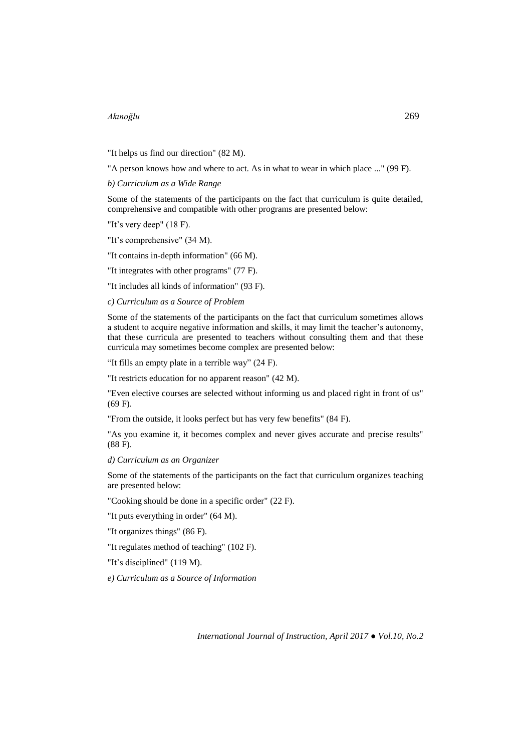"It helps us find our direction" (82 M).

"A person knows how and where to act. As in what to wear in which place ..." (99 F).

*b) Curriculum as a Wide Range*

Some of the statements of the participants on the fact that curriculum is quite detailed, comprehensive and compatible with other programs are presented below:

"It's very deep" (18 F).

"It's comprehensive" (34 M).

"It contains in-depth information" (66 M).

"It integrates with other programs" (77 F).

"It includes all kinds of information" (93 F).

*c) Curriculum as a Source of Problem*

Some of the statements of the participants on the fact that curriculum sometimes allows a student to acquire negative information and skills, it may limit the teacher's autonomy, that these curricula are presented to teachers without consulting them and that these curricula may sometimes become complex are presented below:

"It fills an empty plate in a terrible way" (24 F).

"It restricts education for no apparent reason" (42 M).

"Even elective courses are selected without informing us and placed right in front of us" (69 F).

"From the outside, it looks perfect but has very few benefits" (84 F).

"As you examine it, it becomes complex and never gives accurate and precise results" (88 F).

*d) Curriculum as an Organizer*

Some of the statements of the participants on the fact that curriculum organizes teaching are presented below:

"Cooking should be done in a specific order" (22 F).

"It puts everything in order" (64 M).

"It organizes things" (86 F).

"It regulates method of teaching" (102 F).

"It's disciplined" (119 M).

*e) Curriculum as a Source of Information*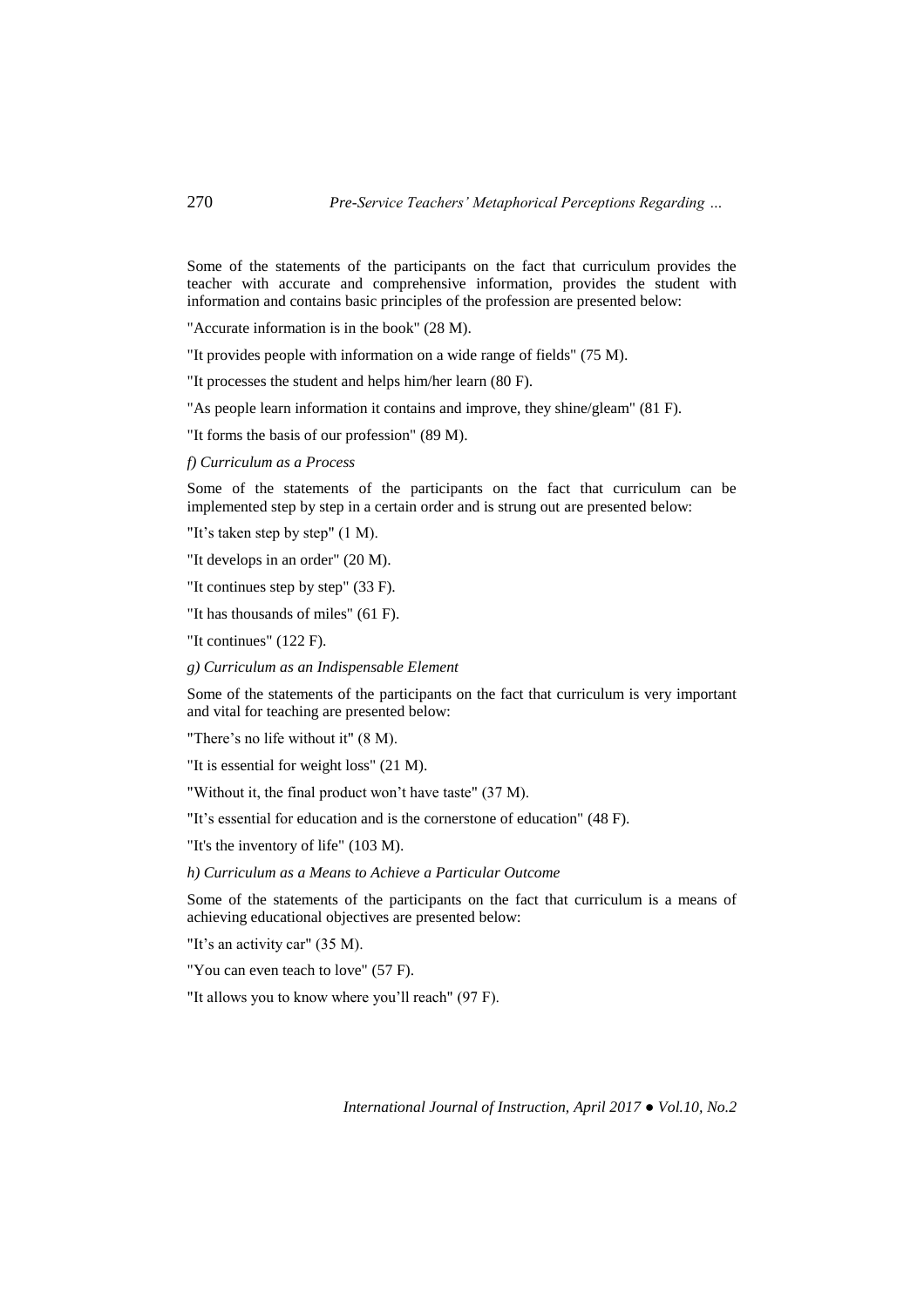Some of the statements of the participants on the fact that curriculum provides the teacher with accurate and comprehensive information, provides the student with information and contains basic principles of the profession are presented below:

"Accurate information is in the book" (28 M).

"It provides people with information on a wide range of fields" (75 M).

"It processes the student and helps him/her learn (80 F).

"As people learn information it contains and improve, they shine/gleam" (81 F).

"It forms the basis of our profession" (89 M).

*f) Curriculum as a Process*

Some of the statements of the participants on the fact that curriculum can be implemented step by step in a certain order and is strung out are presented below:

"It's taken step by step" (1 M).

"It develops in an order" (20 M).

"It continues step by step" (33 F).

"It has thousands of miles" (61 F).

"It continues" (122 F).

*g) Curriculum as an Indispensable Element*

Some of the statements of the participants on the fact that curriculum is very important and vital for teaching are presented below:

"There's no life without it" (8 M).

"It is essential for weight loss" (21 M).

"Without it, the final product won't have taste" (37 M).

"It's essential for education and is the cornerstone of education" (48 F).

"It's the inventory of life" (103 M).

*h) Curriculum as a Means to Achieve a Particular Outcome*

Some of the statements of the participants on the fact that curriculum is a means of achieving educational objectives are presented below:

"It's an activity car" (35 M).

"You can even teach to love" (57 F).

"It allows you to know where you'll reach" (97 F).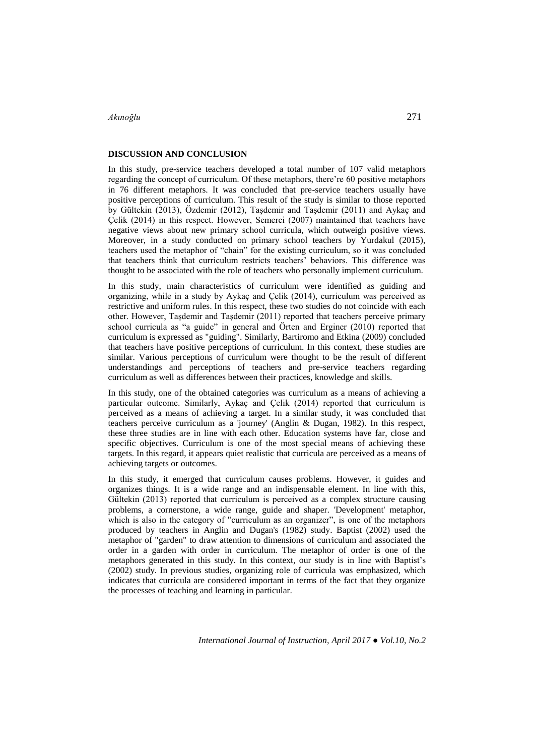## DISCUSSION AND CONCLUSION

In this study, pre-service teachers developed a total number of 107 valid metaphors regarding the concept of curriculum. Of these metaphors, there're 60 positive metaphors in 76 different metaphors. It was concluded that pre-service teachers usually have positive perceptions of curriculum. This result of the study is similar to those reported by Gültekin (2013), Özdemir (2012), Taşdemir and Taşdemir (2011) and Aykaç and Çelik (2014) in this respect. However, Semerci (2007) maintained that teachers have negative views about new primary school curricula, which outweigh positive views. Moreover, in a study conducted on primary school teachers by Yurdakul (2015), teachers used the metaphor of "chain" for the existing curriculum, so it was concluded that teachers think that curriculum restricts teachers' behaviors. This difference was thought to be associated with the role of teachers who personally implement curriculum.

In this study, main characteristics of curriculum were identified as guiding and organizing, while in a study by Aykaç and Çelik (2014), curriculum was perceived as restrictive and uniform rules. In this respect, these two studies do not coincide with each other. However, Taşdemir and Taşdemir (2011) reported that teachers perceive primary school curricula as "a guide" in general and Örten and Erginer (2010) reported that curriculum is expressed as "guiding". Similarly, Bartiromo and Etkina (2009) concluded that teachers have positive perceptions of curriculum. In this context, these studies are similar. Various perceptions of curriculum were thought to be the result of different understandings and perceptions of teachers and pre-service teachers regarding curriculum as well as differences between their practices, knowledge and skills.

In this study, one of the obtained categories was curriculum as a means of achieving a particular outcome. Similarly, Aykaç and Çelik (2014) reported that curriculum is perceived as a means of achieving a target. In a similar study, it was concluded that teachers perceive curriculum as a 'journey' (Anglin & Dugan, 1982). In this respect, these three studies are in line with each other. Education systems have far, close and specific objectives. Curriculum is one of the most special means of achieving these targets. In this regard, it appears quiet realistic that curricula are perceived as a means of achieving targets or outcomes.

In this study, it emerged that curriculum causes problems. However, it guides and organizes things. It is a wide range and an indispensable element. In line with this, Gültekin (2013) reported that curriculum is perceived as a complex structure causing problems, a cornerstone, a wide range, guide and shaper. 'Development' metaphor, which is also in the category of "curriculum as an organizer", is one of the metaphors produced by teachers in Anglin and Dugan's (1982) study. Baptist (2002) used the metaphor of "garden" to draw attention to dimensions of curriculum and associated the order in a garden with order in curriculum. The metaphor of order is one of the metaphors generated in this study. In this context, our study is in line with Baptist's (2002) study. In previous studies, organizing role of curricula was emphasized, which indicates that curricula are considered important in terms of the fact that they organize the processes of teaching and learning in particular.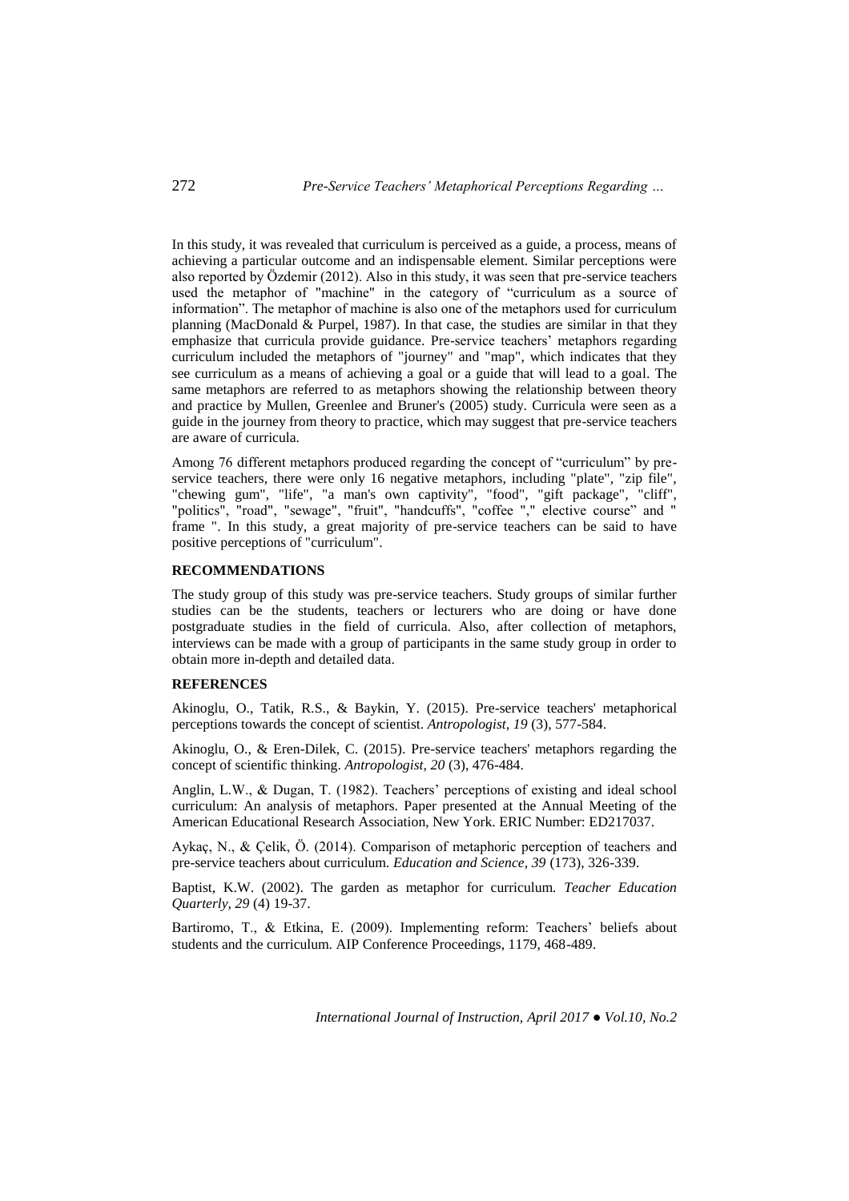In this study, it was revealed that curriculum is perceived as a guide, a process, means of achieving a particular outcome and an indispensable element. Similar perceptions were also reported by Özdemir (2012). Also in this study, it was seen that pre-service teachers used the metaphor of "machine" in the category of "curriculum as a source of information". The metaphor of machine is also one of the metaphors used for curriculum planning (MacDonald & Purpel, 1987). In that case, the studies are similar in that they emphasize that curricula provide guidance. Pre-service teachers' metaphors regarding curriculum included the metaphors of "journey" and "map", which indicates that they see curriculum as a means of achieving a goal or a guide that will lead to a goal. The same metaphors are referred to as metaphors showing the relationship between theory and practice by Mullen, Greenlee and Bruner's (2005) study. Curricula were seen as a guide in the journey from theory to practice, which may suggest that pre-service teachers are aware of curricula.

Among 76 different metaphors produced regarding the concept of "curriculum" by pre-service teachers, there were only 16 negative metaphors, including "plate", "zip file", "chewing gum", "life", "a man's own captivity", "food", "gift package", "cliff", "politics", "road", "sewage", "fruit", "handcuffs", "coffee "," elective course" and " frame ". In this study, a great majority of pre-service teachers can be said to have positive perceptions of "curriculum".

## RECOMMENDATIONS

The study group of this study was pre-service teachers. Study groups of similar further studies can be the students, teachers or lecturers who are doing or have done postgraduate studies in the field of curricula. Also, after collection of metaphors, interviews can be made with a group of participants in the same study group in order to obtain more in-depth and detailed data.

## REFERENCES

Akinoglu, O., Tatik, R.S., & Baykin, Y. (2015). Pre-service teachers' metaphorical perceptions towards the concept of scientist. *Antropologist, 19* (3), 577-584.

Akinoglu, O., & Eren-Dilek, C. (2015). Pre-service teachers' metaphors regarding the concept of scientific thinking. *Antropologist, 20* (3), 476-484.

Anglin, L.W., & Dugan, T. (1982). Teachers' perceptions of existing and ideal school curriculum: An analysis of metaphors. Paper presented at the Annual Meeting of the American Educational Research Association, New York. ERIC Number: ED217037.

Aykaç, N., & Çelik, Ö. (2014). Comparison of metaphoric perception of teachers and pre-service teachers about curriculum. *Education and Science, 39* (173), 326-339.

Baptist, K.W. (2002). The garden as metaphor for curriculum. *Teacher Education Quarterly, 29* (4) 19-37.

Bartiromo, T., & Etkina, E. (2009). Implementing reform: Teachers' beliefs about students and the curriculum. AIP Conference Proceedings, 1179, 468-489.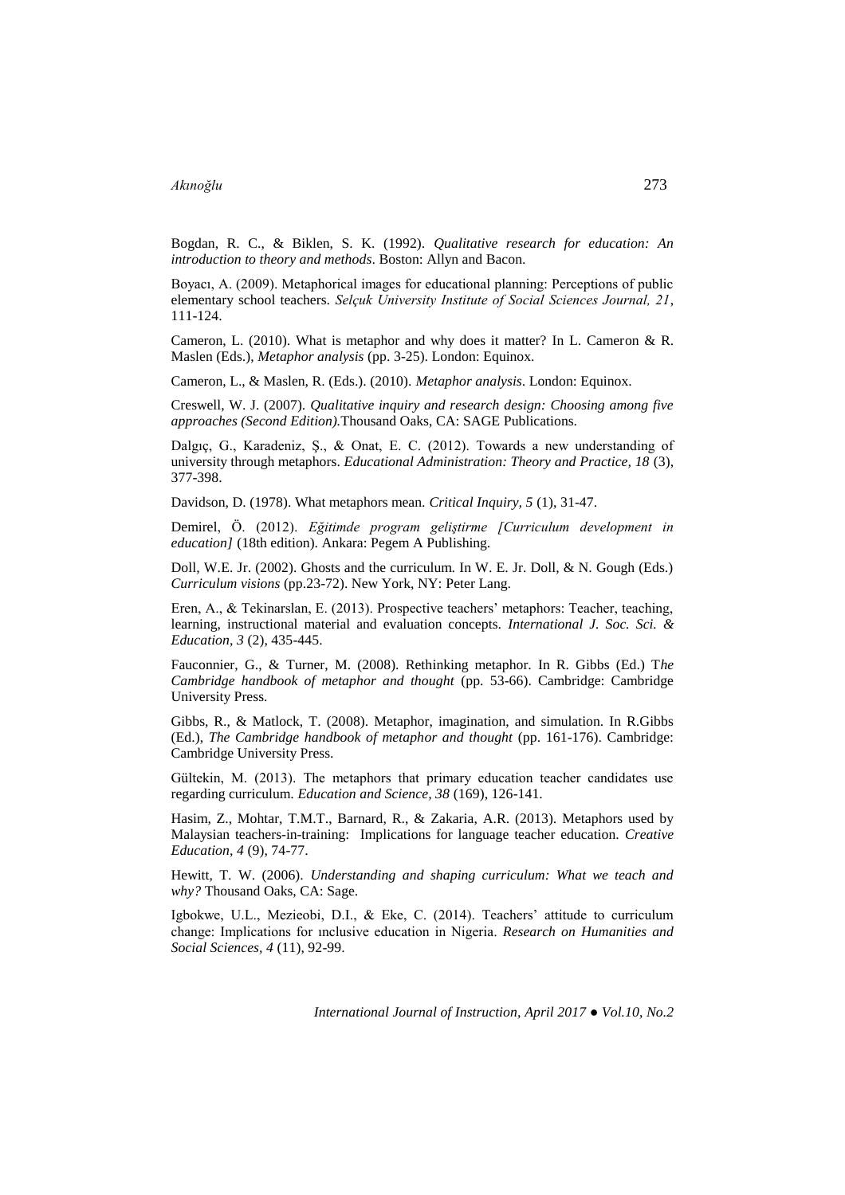Bogdan, R. C., & Biklen, S. K. (1992). *Qualitative research for education: An introduction to theory and methods*. Boston: Allyn and Bacon.

Boyacı, A. (2009). Metaphorical images for educational planning: Perceptions of public elementary school teachers. *Selçuk University Institute of Social Sciences Journal, 21*, 111-124.

Cameron, L. (2010). What is metaphor and why does it matter? In L. Cameron & R. Maslen (Eds.), *Metaphor analysis* (pp. 3-25). London: Equinox.

Cameron, L., & Maslen, R. (Eds.). (2010). *Metaphor analysis*. London: Equinox.

Creswell, W. J. (2007). *Qualitative inquiry and research design: Choosing among five approaches (Second Edition).*Thousand Oaks, CA: SAGE Publications.

Dalgıç, G., Karadeniz, Ş., & Onat, E. C. (2012). Towards a new understanding of university through metaphors. *Educational Administration: Theory and Practice, 18* (3), 377-398.

Davidson, D. (1978). What metaphors mean. *Critical Inquiry, 5* (1), 31-47.

Demirel, Ö. (2012). *Eğitimde program geliştirme [Curriculum development in education]* (18th edition). Ankara: Pegem A Publishing.

Doll, W.E. Jr. (2002). Ghosts and the curriculum. In W. E. Jr. Doll, & N. Gough (Eds.) *Curriculum visions* (pp.23-72). New York, NY: Peter Lang.

Eren, A., & Tekinarslan, E. (2013). Prospective teachers' metaphors: Teacher, teaching, learning, instructional material and evaluation concepts. *International J. Soc. Sci. & Education, 3* (2), 435-445.

Fauconnier, G., & Turner, M. (2008). Rethinking metaphor. In R. Gibbs (Ed.) T*he Cambridge handbook of metaphor and thought* (pp. 53-66). Cambridge: Cambridge University Press.

Gibbs, R., & Matlock, T. (2008). Metaphor, imagination, and simulation. In R.Gibbs (Ed.), *The Cambridge handbook of metaphor and thought* (pp. 161-176). Cambridge: Cambridge University Press.

Gültekin, M. (2013). The metaphors that primary education teacher candidates use regarding curriculum. *Education and Science, 38* (169), 126-141.

Hasim, Z., Mohtar, T.M.T., Barnard, R., & Zakaria, A.R. (2013). Metaphors used by Malaysian teachers-in-training: Implications for language teacher education. *Creative Education, 4* (9), 74-77.

Hewitt, T. W. (2006). *Understanding and shaping curriculum: What we teach and why?* Thousand Oaks, CA: Sage.

Igbokwe, U.L., Mezieobi, D.I., & Eke, C. (2014). Teachers' attitude to curriculum change: Implications for ınclusive education in Nigeria. *Research on Humanities and Social Sciences, 4* (11), 92-99.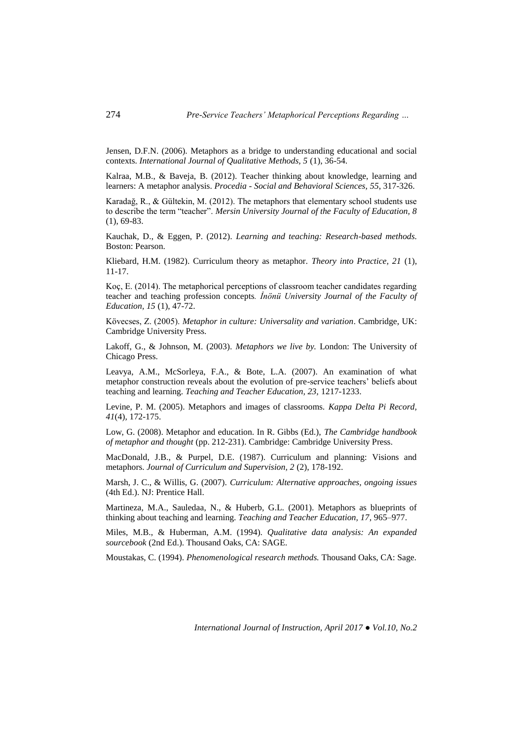Jensen, D.F.N. (2006). Metaphors as a bridge to understanding educational and social contexts. *International Journal of Qualitative Methods, 5* (1), 36-54.

Kalraa, M.B., & Baveja, B. (2012). Teacher thinking about knowledge, learning and learners: A metaphor analysis. *Procedia - Social and Behavioral Sciences, 55*, 317-326.

Karadağ, R., & Gültekin, M. (2012). The metaphors that elementary school students use to describe the term "teacher". *Mersin University Journal of the Faculty of Education, 8* (1), 69-83.

Kauchak, D., & Eggen, P. (2012). *Learning and teaching: Research-based methods.* Boston: Pearson.

Kliebard, H.M. (1982). Curriculum theory as metaphor. *Theory into Practice, 21* (1), 11-17.

Koç, E. (2014). The metaphorical perceptions of classroom teacher candidates regarding teacher and teaching profession concepts*. İnönü University Journal of the Faculty of Education, 15* (1), 47-72.

Kövecses, Z. (2005). *Metaphor in culture: Universality and variation*. Cambridge, UK: Cambridge University Press.

Lakoff, G., & Johnson, M. (2003). *Metaphors we live by.* London: The University of Chicago Press.

Leavya, A.M., McSorleya, F.A., & Bote, L.A. (2007). An examination of what metaphor construction reveals about the evolution of pre-service teachers' beliefs about teaching and learning. *Teaching and Teacher Education, 23,* 1217-1233.

Levine, P. M. (2005). Metaphors and images of classrooms. *Kappa Delta Pi Record, 41*(4), 172-175.

Low, G. (2008). Metaphor and education. In R. Gibbs (Ed.), *The Cambridge handbook of metaphor and thought* (pp. 212-231). Cambridge: Cambridge University Press.

MacDonald, J.B., & Purpel, D.E. (1987). Curriculum and planning: Visions and metaphors. *Journal of Curriculum and Supervision, 2* (2), 178-192.

Marsh, J. C., & Willis, G. (2007). *Curriculum: Alternative approaches, ongoing issues* (4th Ed.). NJ: Prentice Hall.

Martineza, M.A., Sauledaa, N., & Huberb, G.L. (2001). Metaphors as blueprints of thinking about teaching and learning. *Teaching and Teacher Education, 17*, 965–977.

Miles, M.B., & Huberman, A.M. (1994). *Qualitative data analysis: An expanded sourcebook* (2nd Ed.). Thousand Oaks, CA: SAGE.

Moustakas, C. (1994). *Phenomenological research methods.* Thousand Oaks, CA: Sage.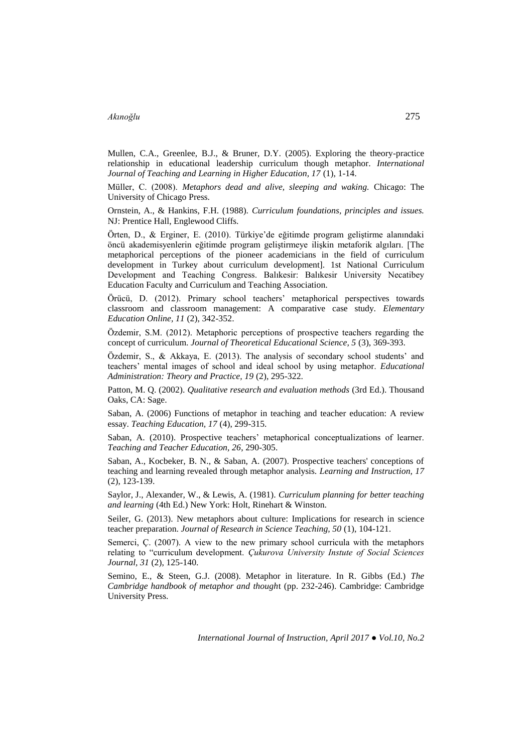Mullen, C.A., Greenlee, B.J., & Bruner, D.Y. (2005). Exploring the theory-practice relationship in educational leadership curriculum though metaphor. *International Journal of Teaching and Learning in Higher Education, 17* (1), 1-14.

Müller, C. (2008). *Metaphors dead and alive, sleeping and waking.* Chicago: The University of Chicago Press.

Ornstein, A., & Hankins, F.H. (1988). *Curriculum foundations, principles and issues.* NJ: Prentice Hall, Englewood Cliffs.

Örten, D., & Erginer, E. (2010). Türkiye'de eğitimde program geliştirme alanındaki öncü akademisyenlerin eğitimde program geliştirmeye ilişkin metaforik algıları. [The metaphorical perceptions of the pioneer academicians in the field of curriculum development in Turkey about curriculum development]. 1st National Curriculum Development and Teaching Congress. Balıkesir: Balıkesir University Necatibey Education Faculty and Curriculum and Teaching Association.

Örücü, D. (2012). Primary school teachers' metaphorical perspectives towards classroom and classroom management: A comparative case study. *Elementary Education Online, 11* (2), 342-352.

Özdemir, S.M. (2012). Metaphoric perceptions of prospective teachers regarding the concept of curriculum. *Journal of Theoretical Educational Science, 5* (3), 369-393.

Özdemir, S., & Akkaya, E. (2013). The analysis of secondary school students' and teachers' mental images of school and ideal school by using metaphor. *Educational Administration: Theory and Practice, 19* (2), 295-322.

Patton, M. Q. (2002). *Qualitative research and evaluation methods* (3rd Ed.). Thousand Oaks, CA: Sage.

Saban, A. (2006) Functions of metaphor in teaching and teacher education: A review essay. *Teaching Education, 17* (4), 299-315.

Saban, A. (2010). Prospective teachers' metaphorical conceptualizations of learner. *Teaching and Teacher Education, 26*, 290-305.

Saban, A., Kocbeker, B. N., & Saban, A. (2007). Prospective teachers' conceptions of teaching and learning revealed through metaphor analysis. *Learning and Instruction, 17* (2), 123-139.

Saylor, J., Alexander, W., & Lewis, A. (1981). *Curriculum planning for better teaching and learning* (4th Ed.) New York: Holt, Rinehart & Winston.

Seiler, G. (2013). New metaphors about culture: Implications for research in science teacher preparation. *Journal of Research in Science Teaching, 50* (1), 104-121.

Semerci, Ç. (2007). A view to the new primary school curricula with the metaphors relating to "curriculum development. *Çukurova University Instute of Social Sciences Journal, 31* (2), 125-140.

Semino, E., & Steen, G.J. (2008). Metaphor in literature. In R. Gibbs (Ed.) *The Cambridge handbook of metaphor and thought* (pp. 232-246). Cambridge: Cambridge University Press.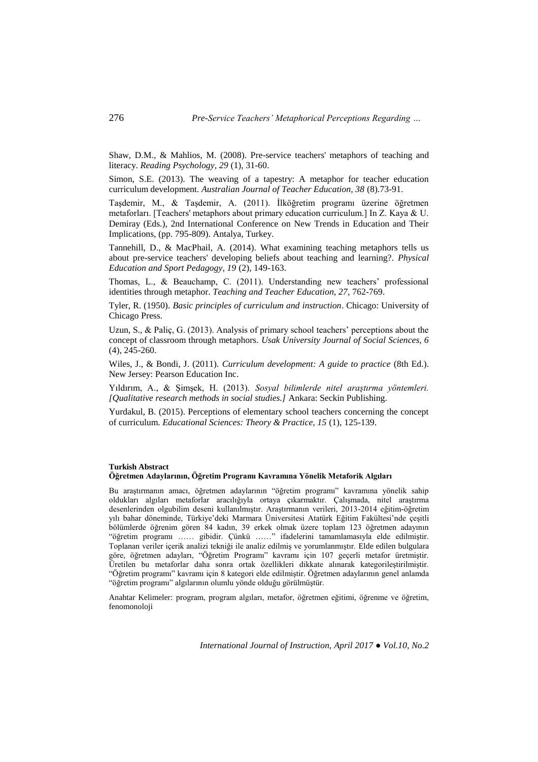Shaw, D.M., & Mahlios, M. (2008). Pre-service teachers' metaphors of teaching and literacy. *Reading Psychology, 29* (1), 31-60.

Simon, S.E. (2013). The weaving of a tapestry: A metaphor for teacher education curriculum development. *Australian Journal of Teacher Education, 38* (8).73-91.

Taşdemir, M., & Taşdemir, A. (2011). İlköğretim programı üzerine öğretmen metaforları. [Teachers' metaphors about primary education curriculum.] In Z. Kaya & U. Demiray (Eds.), 2nd International Conference on New Trends in Education and Their Implications, (pp. 795-809). Antalya, Turkey.

Tannehill, D., & MacPhail, A. (2014). What examining teaching metaphors tells us about pre-service teachers' developing beliefs about teaching and learning?. *Physical Education and Sport Pedagogy, 19* (2), 149-163.

Thomas, L., & Beauchamp, C. (2011). Understanding new teachers' professional identities through metaphor. *Teaching and Teacher Education, 27*, 762-769.

Tyler, R. (1950). *Basic principles of curriculum and instruction*. Chicago: University of Chicago Press.

Uzun, S., & Paliç, G. (2013). Analysis of primary school teachers' perceptions about the concept of classroom through metaphors. *Usak University Journal of Social Sciences, 6* (4), 245-260.

Wiles, J., & Bondi, J. (2011). *Curriculum development: A guide to practice* (8th Ed.). New Jersey: Pearson Education Inc.

Yıldırım, A., & Şimşek, H. (2013). *Sosyal bilimlerde nitel araştırma yöntemleri. [Qualitative research methods in social studies.]* Ankara: Seckin Publishing.

Yurdakul, B. (2015). Perceptions of elementary school teachers concerning the concept of curriculum. *Educational Sciences: Theory & Practice, 15* (1), 125-139.

**Turkish Abstract**

**Öğretmen Adaylarının, Öğretim Programı Kavramına Yönelik Metaforik Algıları**

Bu araştırmanın amacı, öğretmen adaylarının "öğretim programı" kavramına yönelik sahip oldukları algıları metaforlar aracılığıyla ortaya çıkarmaktır. Çalışmada, nitel araştırma desenlerinden olgubilim deseni kullanılmıştır. Araştırmanın verileri, 2013-2014 eğitim-öğretim yılı bahar döneminde, Türkiye'deki Marmara Üniversitesi Atatürk Eğitim Fakültesi'nde çeşitli bölümlerde öğrenim gören 84 kadın, 39 erkek olmak üzere toplam 123 öğretmen adayının "öğretim programı …… gibidir. Çünkü ……" ifadelerini tamamlamasıyla elde edilmiştir. Toplanan veriler içerik analizi tekniği ile analiz edilmiş ve yorumlanmıştır. Elde edilen bulgulara göre, öğretmen adayları, "Öğretim Programı" kavramı için 107 geçerli metafor üretmiştir. Üretilen bu metaforlar daha sonra ortak özellikleri dikkate alınarak kategorileştirilmiştir. "Öğretim programı" kavramı için 8 kategori elde edilmiştir. Öğretmen adaylarının genel anlamda "öğretim programı" algılarının olumlu yönde olduğu görülmüştür.

Anahtar Kelimeler: program, program algıları, metafor, öğretmen eğitimi, öğrenme ve öğretim, fenomonoloji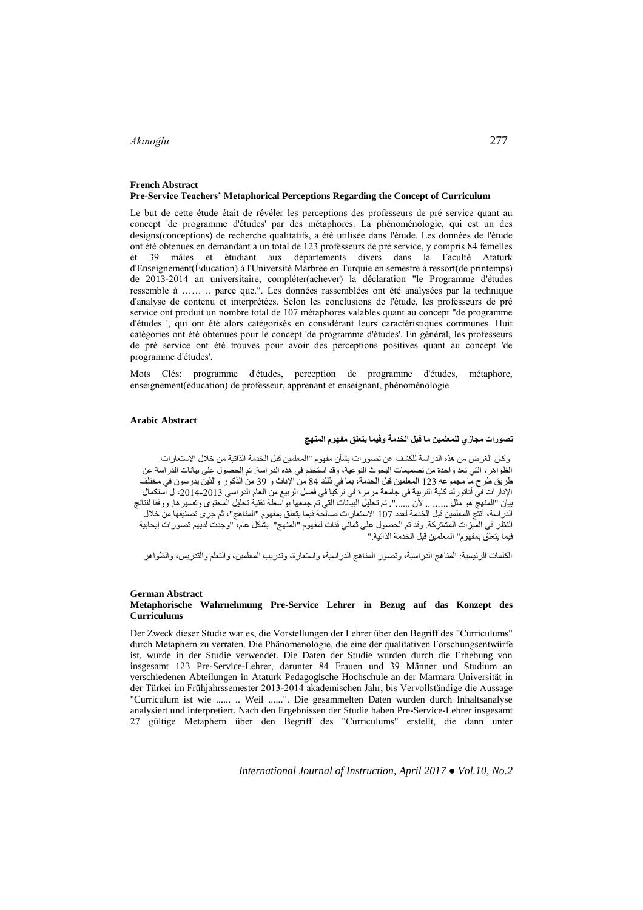## French Abstract

### Pre-Service Teachers' Metaphorical Perceptions Regarding the Concept of Curriculum

Le but de cette étude était de révéler les perceptions des professeurs de pré service quant au concept 'de programme d'études' par des métaphores. La phénoménologie, qui est un des designs(conceptions) de recherche qualitatifs, a été utilisée dans l'étude. Les données de l'étude ont été obtenues en demandant à un total de 123 professeurs de pré service, y compris 84 femelles et 39 mâles et étudiant aux départements divers dans la Faculté Ataturk d'Enseignement(Éducation) à l'Université Marbrée en Turquie en semestre à ressort(de printemps) de 2013-2014 an universitaire, compléter(achever) la déclaration "le Programme d'études ressemble à …… .. parce que.". Les données rassemblées ont été analysées par la technique d'analyse de contenu et interprétées. Selon les conclusions de l'étude, les professeurs de pré service ont produit un nombre total de 107 métaphores valables quant au concept "de programme d'études ', qui ont été alors catégorisés en considérant leurs caractéristiques communes. Huit catégories ont été obtenues pour le concept 'de programme d'études'. En général, les professeurs de pré service ont été trouvés pour avoir des perceptions positives quant au concept 'de programme d'études'.

Mots Clés: programme d'études, perception de programme d'études, métaphore, enseignement(éducation) de professeur, apprenant et enseignant, phénoménologie

## Arabic Abstract

### تصورات مجازي للمعلمين ما قبل الخدمة وفيما يتعلق مفهوم المنهج

وكان الغرض من هذه الدراسة للكشف عن تصورات بشأن مفهوم "المعلمين قبل الخدمة الذاتية من خلال الاستعارات. الظواهر، التي تعد واحدة من تصميمات البحوث النوعية، وقد استخدم في هذه الدراسة. تم الحصول على بيانات الدراسة عن طريق طرح ما مجموعه 123 المعلمين قبل الخدمة، بما في ذلك 84 من الإناث و 39 من الذكور والذين يدرسون في مختلف الإدارات في أتاتورك كلية التربية في جامعة مرمرة في تركيا في فصل الربيع من العام الدراسي 2013-2014، ل استكمال بيان "المنهج هو مثل ...... .. لأن ......". تم تحليل البيانات التي تم جمعها بواسطة تقنية تحليل المحتوى وتفسيرها. ووفقا لنتائج الدراسة، أنتج المعلمين قبل الخدمة لعدد 107 الاستعارات صالحة فيما يتعلق بمفهوم "المناهج"، ثم جرى تصنيفها من خلال النظر في الميزات المشتركة. وقد تم الحصول على ثماني فئات لمفهوم "المنهج". بشكل عام، "وجدت لديهم تصورات إيجابية فيما يتعلق بمفهوم" المعلمين قبل الخدمة الذاتية."

الكلمات الرئيسية: المناهج الدراسية، وتصور المناهج الدراسية، واستعارة، وتدريب المعلمين، والتعلم والتدريس، والظواهر

## German Abstract

### Metaphorische Wahrnehmung Pre-Service Lehrer in Bezug auf das Konzept des Curriculums

Der Zweck dieser Studie war es, die Vorstellungen der Lehrer über den Begriff des "Curriculums" durch Metaphern zu verraten. Die Phänomenologie, die eine der qualitativen Forschungsentwürfe ist, wurde in der Studie verwendet. Die Daten der Studie wurden durch die Erhebung von insgesamt 123 Pre-Service-Lehrer, darunter 84 Frauen und 39 Männer und Studium an verschiedenen Abteilungen in Ataturk Pedagogische Hochschule an der Marmara Universität in der Türkei im Frühjahrssemester 2013-2014 akademischen Jahr, bis Vervollständige die Aussage "Curriculum ist wie ...... .. Weil ......". Die gesammelten Daten wurden durch Inhaltsanalyse analysiert und interpretiert. Nach den Ergebnissen der Studie haben Pre-Service-Lehrer insgesamt 27 gültige Metaphern über den Begriff des "Curriculums" erstellt, die dann unter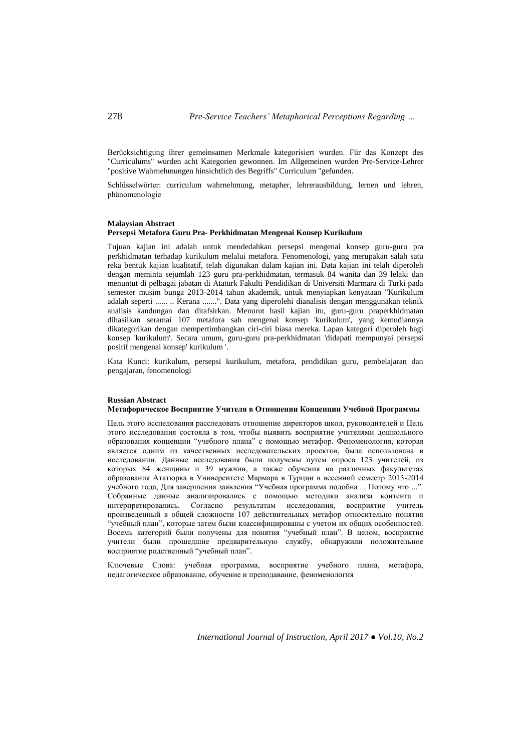Berücksichtigung ihrer gemeinsamen Merkmale kategorisiert wurden. Für das Konzept des "Curriculums" wurden acht Kategorien gewonnen. Im Allgemeinen wurden Pre-Service-Lehrer "positive Wahrnehmungen hinsichtlich des Begriffs" Curriculum "gefunden.

Schlüsselwörter: curriculum wahrnehmung, metapher, lehrerausbildung, lernen und lehren, phänomenologie

**Malaysian Abstract**

**Persepsi Metafora Guru Pra- Perkhidmatan Mengenai Konsep Kurikulum**

Tujuan kajian ini adalah untuk mendedahkan persepsi mengenai konsep guru-guru pra perkhidmatan terhadap kurikulum melalui metafora. Fenomenologi, yang merupakan salah satu reka bentuk kajian kualitatif, telah digunakan dalam kajian ini. Data kajian ini telah diperoleh dengan meminta sejumlah 123 guru pra-perkhidmatan, termasuk 84 wanita dan 39 lelaki dan menuntut di pelbagai jabatan di Ataturk Fakulti Pendidikan di Universiti Marmara di Turki pada semester musim bunga 2013-2014 tahun akademik, untuk menyiapkan kenyataan "Kurikulum adalah seperti ...... .. Kerana .......". Data yang diperolehi dianalisis dengan menggunakan teknik analisis kandungan dan ditafsirkan. Menurut hasil kajian itu, guru-guru praperkhidmatan dihasilkan seramai 107 metafora sah mengenai konsep 'kurikulum', yang kemudiannya dikategorikan dengan mempertimbangkan ciri-ciri biasa mereka. Lapan kategori diperoleh bagi konsep 'kurikulum'. Secara umum, guru-guru pra-perkhidmatan 'didapati mempunyai persepsi positif mengenai konsep' kurikulum '.

Kata Kunci: kurikulum, persepsi kurikulum, metafora, pendidikan guru, pembelajaran dan pengajaran, fenomenologi

**Russian Abstract**

**Метафорическое Восприятие Учителя в Отношении Концепции Учебной Программы**

Цель этого исследования расследовать отношение директоров школ, руководителей и Цель этого исследования состояла в том, чтобы выявить восприятие учителями дошкольного образования концепции "учебного плана" с помощью метафор. Феноменология, которая является одним из качественных исследовательских проектов, была использована в исследовании. Данные исследования были получены путем опроса 123 учителей, из которых 84 женщины и 39 мужчин, а также обучения на различных факультетах образования Ататюрка в Университете Мармара в Турции в весенний семестр 2013-2014 учебного года, Для завершения заявления "Учебная программа подобна ... Потому что ...". Собранные данные анализировались с помощью методики анализа контента и интерпретировались. Согласно результатам исследования, восприятие учитель произведенный в общей сложности 107 действительных метафор относительно понятия "учебный план", которые затем были классифицированы с учетом их общих особенностей. Восемь категорий были получены для понятия "учебный план". В целом, восприятие учители были прошедшие предварительную службу, обнаружили положительное восприятие родственный "учебный план".

Ключевые Слова: учебная программа, восприятие учебного плана, метафора, педагогическое образование, обучение и преподавание, феноменология